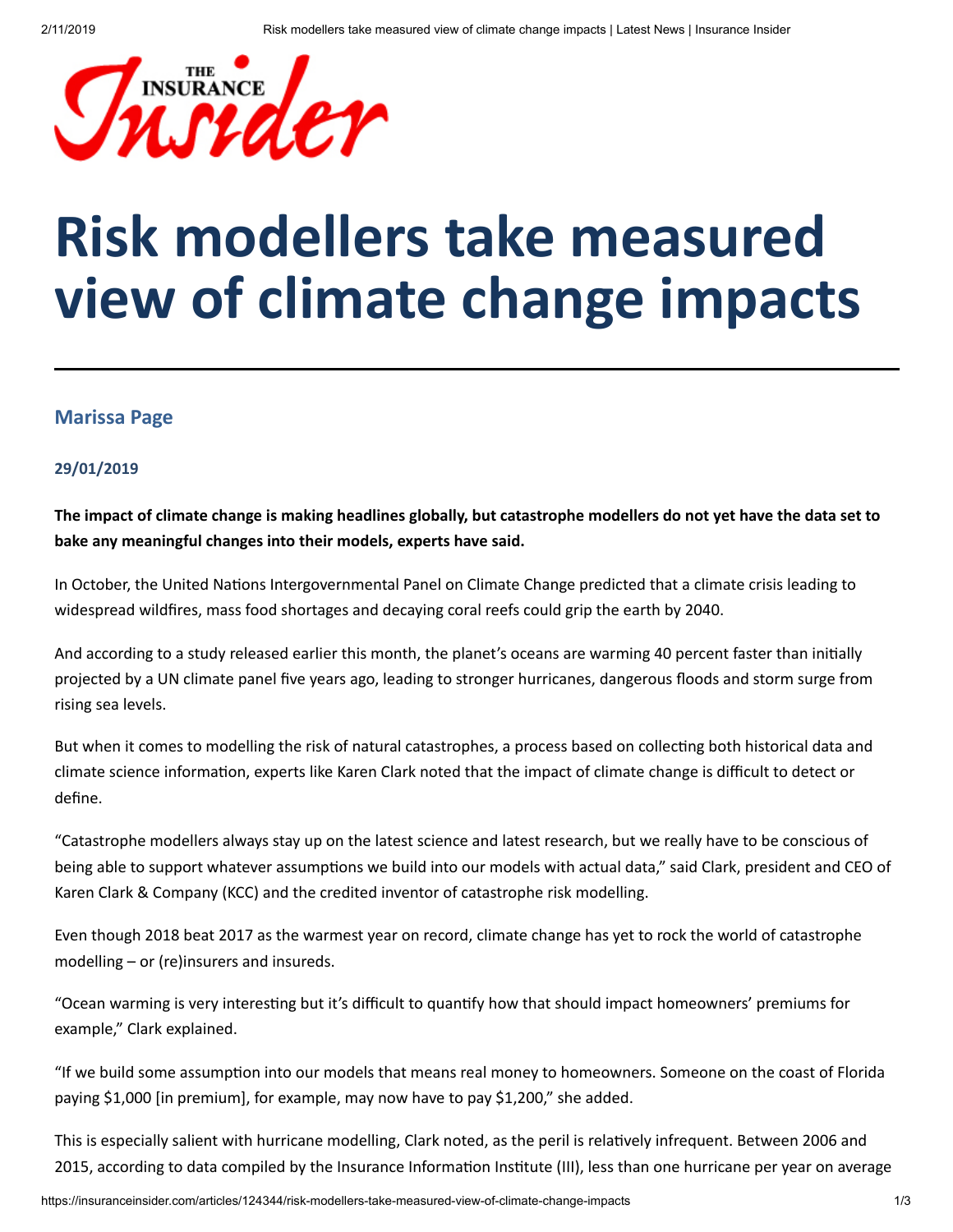# Risk modellers take measured view of climate change impacts

### Marissa Page

**29/01/2019**

**The impact of climate change is making headlines globally, but catastrophe modellers do not yet have the data set to bake any meaningful changes into their models, experts have said.**

In October, the United Nations Intergovernmental Panel on Climate Change predicted that a climate crisis leading to widespread wildfires, mass food shortages and decaying coral reefs could grip the earth by 2040.

And according to a study released earlier this month, the planet's oceans are warming 40 percent faster than initially projected by a UN climate panel five years ago, leading to stronger hurricanes, dangerous floods and storm surge from rising sea levels.

But when it comes to modelling the risk of natural catastrophes, a process based on collecting both historical data and climate science information, experts like Karen Clark noted that the impact of climate change is difficult to detect or define.

"Catastrophe modellers always stay up on the latest science and latest research, but we really have to be conscious of being able to support whatever assumptions we build into our models with actual data," said Clark, president and CEO of Karen Clark & Company (KCC) and the credited inventor of catastrophe risk modelling.

Even though 2018 beat 2017 as the warmest year on record, climate change has yet to rock the world of catastrophe modelling – or (re)insurers and insureds.

"Ocean warming is very interesting but it's difficult to quantify how that should impact homeowners' premiums for example," Clark explained.

"If we build some assumption into our models that means real money to homeowners. Someone on the coast of Florida paying $1,000 [in premium], for example, may now have to pay $1,200," she added.

This is especially salient with hurricane modelling, Clark noted, as the peril is relatively infrequent. Between 2006 and 2015, according to data compiled by the Insurance Information Institute (III), less than one hurricane per year on average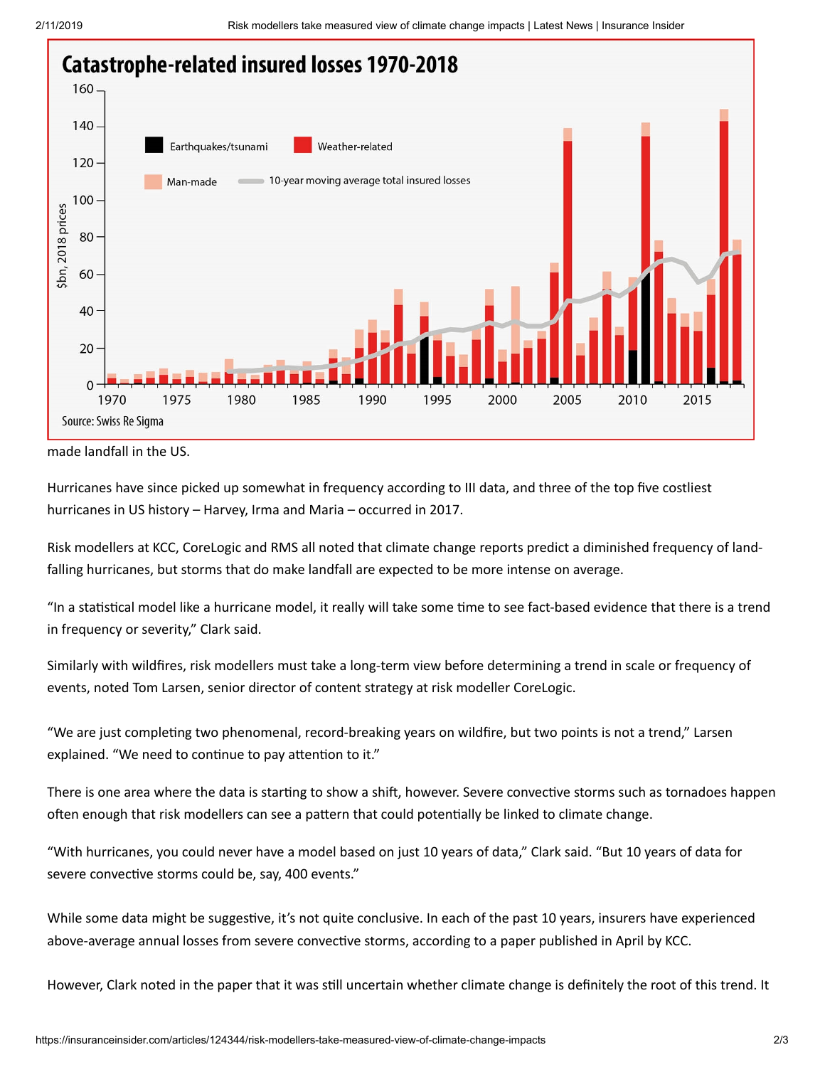made landfall in the US.

Hurricanes have since picked up somewhat in frequency according to III data, and three of the top five costliest hurricanes in US history – Harvey, Irma and Maria – occurred in 2017.

Risk modellers at KCC, CoreLogic and RMS all noted that climate change reports predict a diminished frequency of land-falling hurricanes, but storms that do make landfall are expected to be more intense on average.

"In a statistical model like a hurricane model, it really will take some time to see fact-based evidence that there is a trend in frequency or severity," Clark said.

Similarly with wildfires, risk modellers must take a long-term view before determining a trend in scale or frequency of events, noted Tom Larsen, senior director of content strategy at risk modeller CoreLogic.

"We are just completing two phenomenal, record-breaking years on wildfire, but two points is not a trend," Larsen explained. "We need to continue to pay attention to it."

There is one area where the data is starting to show a shift, however. Severe convective storms such as tornadoes happen often enough that risk modellers can see a pattern that could potentially be linked to climate change.

"With hurricanes, you could never have a model based on just 10 years of data," Clark said. "But 10 years of data for severe convective storms could be, say, 400 events."

While some data might be suggestive, it's not quite conclusive. In each of the past 10 years, insurers have experienced above-average annual losses from severe convective storms, according to a paper published in April by KCC.

However, Clark noted in the paper that it was still uncertain whether climate change is definitely the root of this trend. It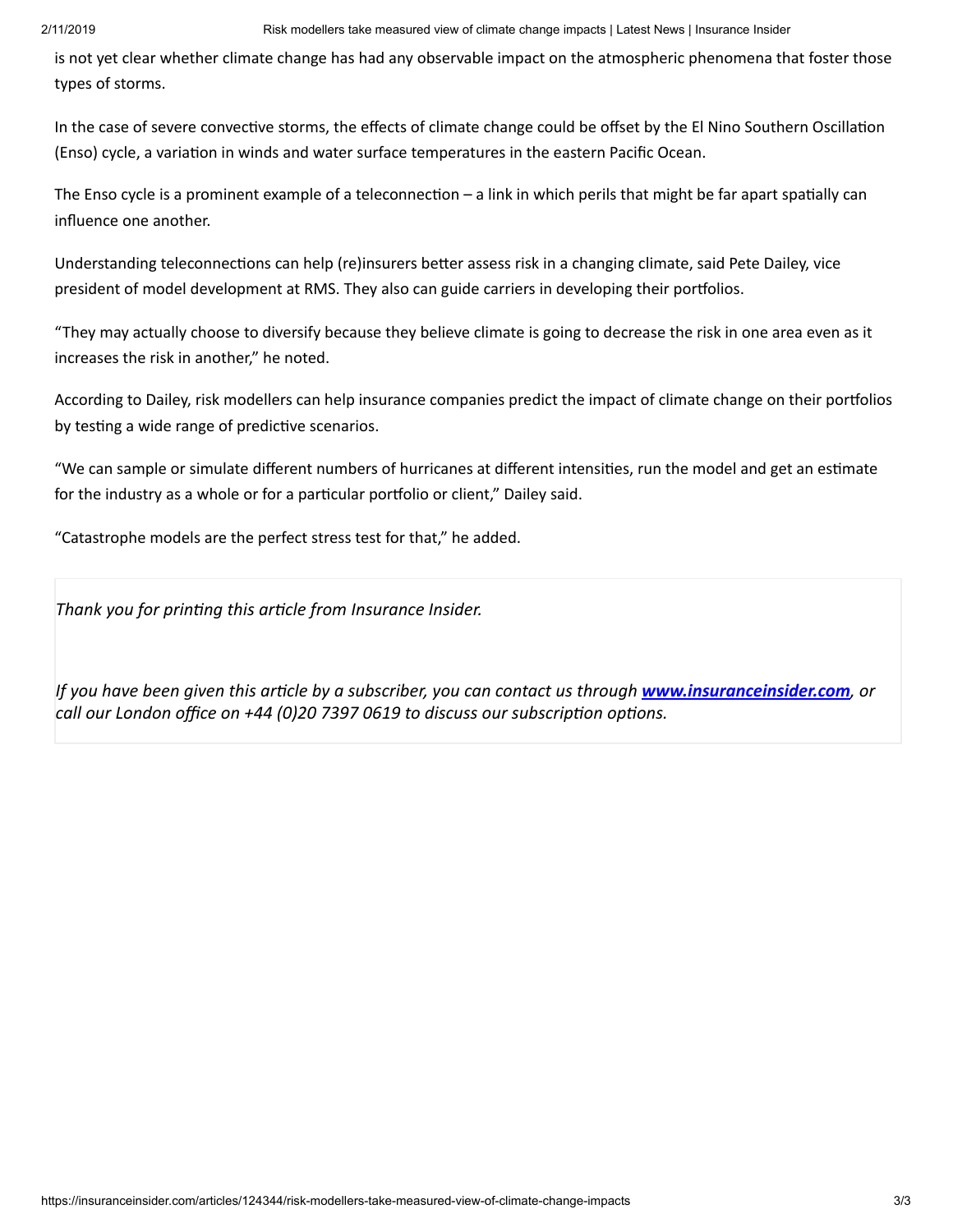is not yet clear whether climate change has had any observable impact on the atmospheric phenomena that foster those types of storms.

In the case of severe convective storms, the effects of climate change could be offset by the El Nino Southern Oscillation (Enso) cycle, a variation in winds and water surface temperatures in the eastern Pacific Ocean.

The Enso cycle is a prominent example of a teleconnection – a link in which perils that might be far apart spatially can influence one another.

Understanding teleconnections can help (re)insurers better assess risk in a changing climate, said Pete Dailey, vice president of model development at RMS. They also can guide carriers in developing their portfolios.

"They may actually choose to diversify because they believe climate is going to decrease the risk in one area even as it increases the risk in another," he noted.

According to Dailey, risk modellers can help insurance companies predict the impact of climate change on their portfolios by testing a wide range of predictive scenarios.

"We can sample or simulate different numbers of hurricanes at different intensities, run the model and get an estimate for the industry as a whole or for a particular portfolio or client," Dailey said.

"Catastrophe models are the perfect stress test for that," he added.

*Thank you for printing this article from Insurance Insider.*

*If you have been given this article by a subscriber, you can contact us through **www.insuranceinsider.com**, or call our London office on +44 (0)20 7397 0619 to discuss our subscription options.*